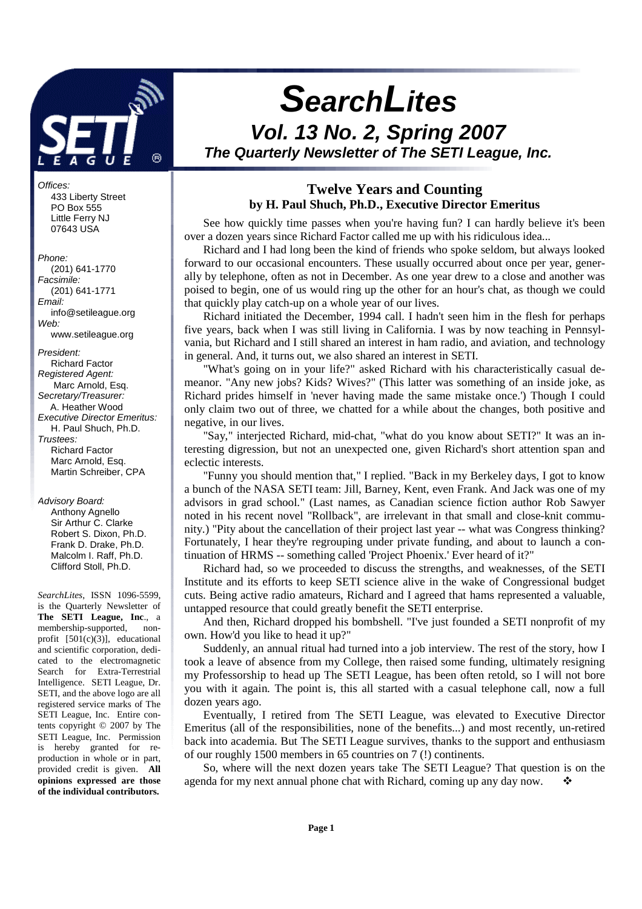# SearchLites

## Vol. 13 No. 2, Spring 2007

### The Quarterly Newsletter of The SETI League, Inc.

*Offices:*
433 Liberty Street
PO Box 555
Little Ferry NJ
07643 USA

*Phone:*
(201) 641-1770
*Facsimile:*
(201) 641-1771
*Email:*
info@setileague.org
*Web:*
www.setileague.org

*President:*
Richard Factor
*Registered Agent:*
Marc Arnold, Esq.
*Secretary/Treasurer:*
A. Heather Wood
*Executive Director Emeritus:*
H. Paul Shuch, Ph.D.
*Trustees:*
Richard Factor
Marc Arnold, Esq.
Martin Schreiber, CPA

*Advisory Board:*
Anthony Agnello
Sir Arthur C. Clarke
Robert S. Dixon, Ph.D.
Frank D. Drake, Ph.D.
Malcolm I. Raff, Ph.D.
Clifford Stoll, Ph.D.

*SearchLites*, ISSN 1096-5599, is the Quarterly Newsletter of **The SETI League, Inc**., a membership-supported, non-profit [501(c)(3)], educational and scientific corporation, dedicated to the electromagnetic Search for Extra-Terrestrial Intelligence. SETI League, Dr. SETI, and the above logo are all registered service marks of The SETI League, Inc. Entire contents copyright © 2007 by The SETI League, Inc. Permission is hereby granted for reproduction in whole or in part, provided credit is given. **All opinions expressed are those of the individual contributors.**

## Twelve Years and Counting

**by H. Paul Shuch, Ph.D., Executive Director Emeritus**

See how quickly time passes when you're having fun? I can hardly believe it's been over a dozen years since Richard Factor called me up with his ridiculous idea...

Richard and I had long been the kind of friends who spoke seldom, but always looked forward to our occasional encounters. These usually occurred about once per year, generally by telephone, often as not in December. As one year drew to a close and another was poised to begin, one of us would ring up the other for an hour's chat, as though we could that quickly play catch-up on a whole year of our lives.

Richard initiated the December, 1994 call. I hadn't seen him in the flesh for perhaps five years, back when I was still living in California. I was by now teaching in Pennsylvania, but Richard and I still shared an interest in ham radio, and aviation, and technology in general. And, it turns out, we also shared an interest in SETI.

"What's going on in your life?" asked Richard with his characteristically casual demeanor. "Any new jobs? Kids? Wives?" (This latter was something of an inside joke, as Richard prides himself in 'never having made the same mistake once.') Though I could only claim two out of three, we chatted for a while about the changes, both positive and negative, in our lives.

"Say," interjected Richard, mid-chat, "what do you know about SETI?" It was an interesting digression, but not an unexpected one, given Richard's short attention span and eclectic interests.

"Funny you should mention that," I replied. "Back in my Berkeley days, I got to know a bunch of the NASA SETI team: Jill, Barney, Kent, even Frank. And Jack was one of my advisors in grad school." (Last names, as Canadian science fiction author Rob Sawyer noted in his recent novel "Rollback", are irrelevant in that small and close-knit community.) "Pity about the cancellation of their project last year -- what was Congress thinking? Fortunately, I hear they're regrouping under private funding, and about to launch a continuation of HRMS -- something called 'Project Phoenix.' Ever heard of it?"

Richard had, so we proceeded to discuss the strengths, and weaknesses, of the SETI Institute and its efforts to keep SETI science alive in the wake of Congressional budget cuts. Being active radio amateurs, Richard and I agreed that hams represented a valuable, untapped resource that could greatly benefit the SETI enterprise.

And then, Richard dropped his bombshell. "I've just founded a SETI nonprofit of my own. How'd you like to head it up?"

Suddenly, an annual ritual had turned into a job interview. The rest of the story, how I took a leave of absence from my College, then raised some funding, ultimately resigning my Professorship to head up The SETI League, has been often retold, so I will not bore you with it again. The point is, this all started with a casual telephone call, now a full dozen years ago.

Eventually, I retired from The SETI League, was elevated to Executive Director Emeritus (all of the responsibilities, none of the benefits...) and most recently, un-retired back into academia. But The SETI League survives, thanks to the support and enthusiasm of our roughly 1500 members in 65 countries on 7 (!) continents.

So, where will the next dozen years take The SETI League? That question is on the agenda for my next annual phone chat with Richard, coming up any day now. ❖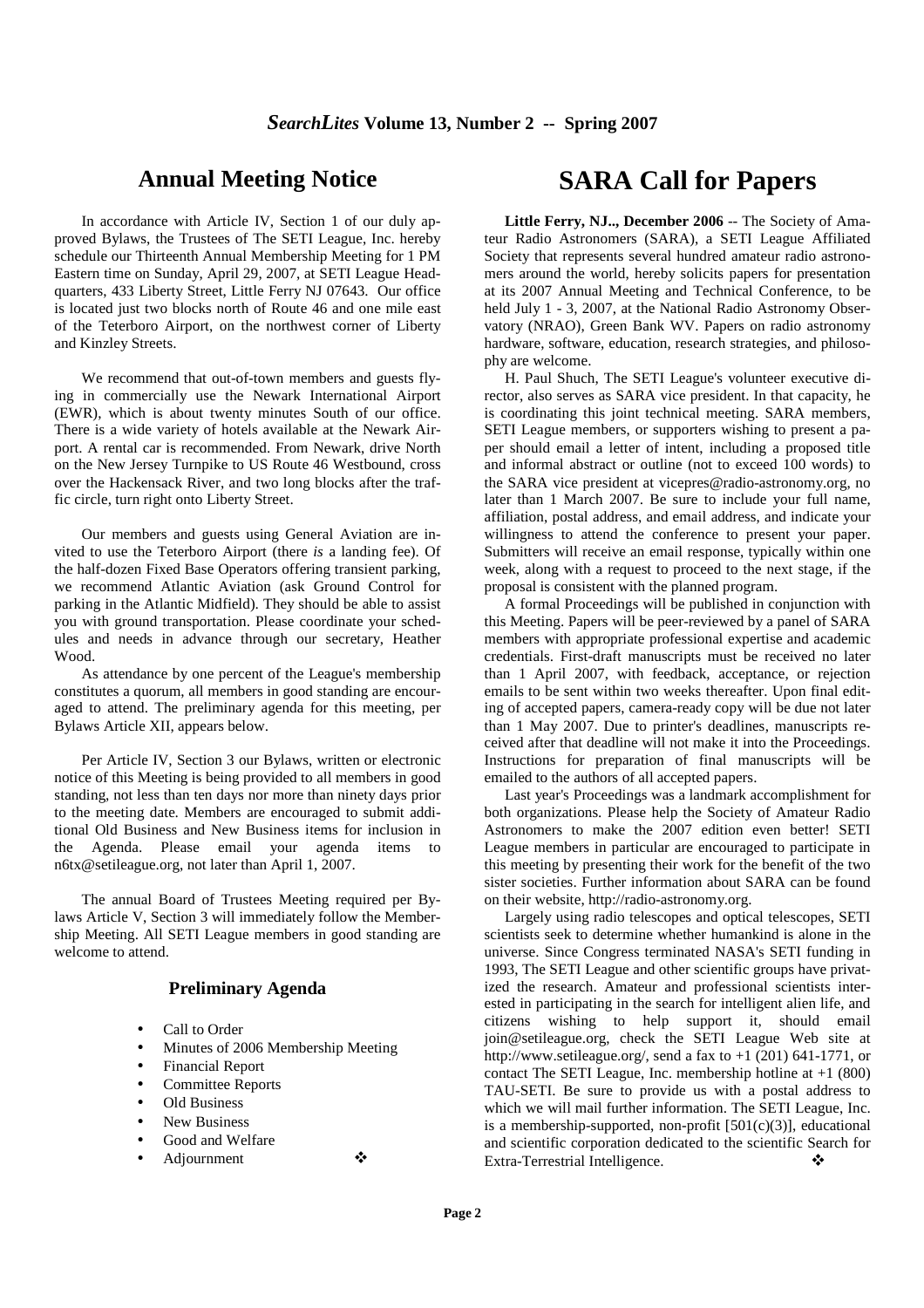## Annual Meeting Notice

In accordance with Article IV, Section 1 of our duly approved Bylaws, the Trustees of The SETI League, Inc. hereby schedule our Thirteenth Annual Membership Meeting for 1 PM Eastern time on Sunday, April 29, 2007, at SETI League Headquarters, 433 Liberty Street, Little Ferry NJ 07643. Our office is located just two blocks north of Route 46 and one mile east of the Teterboro Airport, on the northwest corner of Liberty and Kinzley Streets.

We recommend that out-of-town members and guests flying in commercially use the Newark International Airport (EWR), which is about twenty minutes South of our office. There is a wide variety of hotels available at the Newark Airport. A rental car is recommended. From Newark, drive North on the New Jersey Turnpike to US Route 46 Westbound, cross over the Hackensack River, and two long blocks after the traffic circle, turn right onto Liberty Street.

Our members and guests using General Aviation are invited to use the Teterboro Airport (there *is* a landing fee). Of the half-dozen Fixed Base Operators offering transient parking, we recommend Atlantic Aviation (ask Ground Control for parking in the Atlantic Midfield). They should be able to assist you with ground transportation. Please coordinate your schedules and needs in advance through our secretary, Heather Wood.

As attendance by one percent of the League's membership constitutes a quorum, all members in good standing are encouraged to attend. The preliminary agenda for this meeting, per Bylaws Article XII, appears below.

Per Article IV, Section 3 our Bylaws, written or electronic notice of this Meeting is being provided to all members in good standing, not less than ten days nor more than ninety days prior to the meeting date. Members are encouraged to submit additional Old Business and New Business items for inclusion in the Agenda. Please email your agenda items to n6tx@setileague.org, not later than April 1, 2007.

The annual Board of Trustees Meeting required per Bylaws Article V, Section 3 will immediately follow the Membership Meeting. All SETI League members in good standing are welcome to attend.

### Preliminary Agenda

- Call to Order
- Minutes of 2006 Membership Meeting
- Financial Report
- Committee Reports
- Old Business
- New Business
- Good and Welfare
- Adjournment

❖

## SARA Call for Papers

**Little Ferry, NJ.., December 2006** -- The Society of Amateur Radio Astronomers (SARA), a SETI League Affiliated Society that represents several hundred amateur radio astronomers around the world, hereby solicits papers for presentation at its 2007 Annual Meeting and Technical Conference, to be held July 1 - 3, 2007, at the National Radio Astronomy Observatory (NRAO), Green Bank WV. Papers on radio astronomy hardware, software, education, research strategies, and philosophy are welcome.

H. Paul Shuch, The SETI League's volunteer executive director, also serves as SARA vice president. In that capacity, he is coordinating this joint technical meeting. SARA members, SETI League members, or supporters wishing to present a paper should email a letter of intent, including a proposed title and informal abstract or outline (not to exceed 100 words) to the SARA vice president at vicepres@radio-astronomy.org, no later than 1 March 2007. Be sure to include your full name, affiliation, postal address, and email address, and indicate your willingness to attend the conference to present your paper. Submitters will receive an email response, typically within one week, along with a request to proceed to the next stage, if the proposal is consistent with the planned program.

A formal Proceedings will be published in conjunction with this Meeting. Papers will be peer-reviewed by a panel of SARA members with appropriate professional expertise and academic credentials. First-draft manuscripts must be received no later than 1 April 2007, with feedback, acceptance, or rejection emails to be sent within two weeks thereafter. Upon final editing of accepted papers, camera-ready copy will be due not later than 1 May 2007. Due to printer's deadlines, manuscripts received after that deadline will not make it into the Proceedings. Instructions for preparation of final manuscripts will be emailed to the authors of all accepted papers.

Last year's Proceedings was a landmark accomplishment for both organizations. Please help the Society of Amateur Radio Astronomers to make the 2007 edition even better! SETI League members in particular are encouraged to participate in this meeting by presenting their work for the benefit of the two sister societies. Further information about SARA can be found on their website, http://radio-astronomy.org.

Largely using radio telescopes and optical telescopes, SETI scientists seek to determine whether humankind is alone in the universe. Since Congress terminated NASA's SETI funding in 1993, The SETI League and other scientific groups have privatized the research. Amateur and professional scientists interested in participating in the search for intelligent alien life, and citizens wishing to help support it, should email join@setileague.org, check the SETI League Web site at http://www.setileague.org/, send a fax to +1 (201) 641-1771, or contact The SETI League, Inc. membership hotline at +1 (800) TAU-SETI. Be sure to provide us with a postal address to which we will mail further information. The SETI League, Inc. is a membership-supported, non-profit [501(c)(3)], educational and scientific corporation dedicated to the scientific Search for Extra-Terrestrial Intelligence. ❖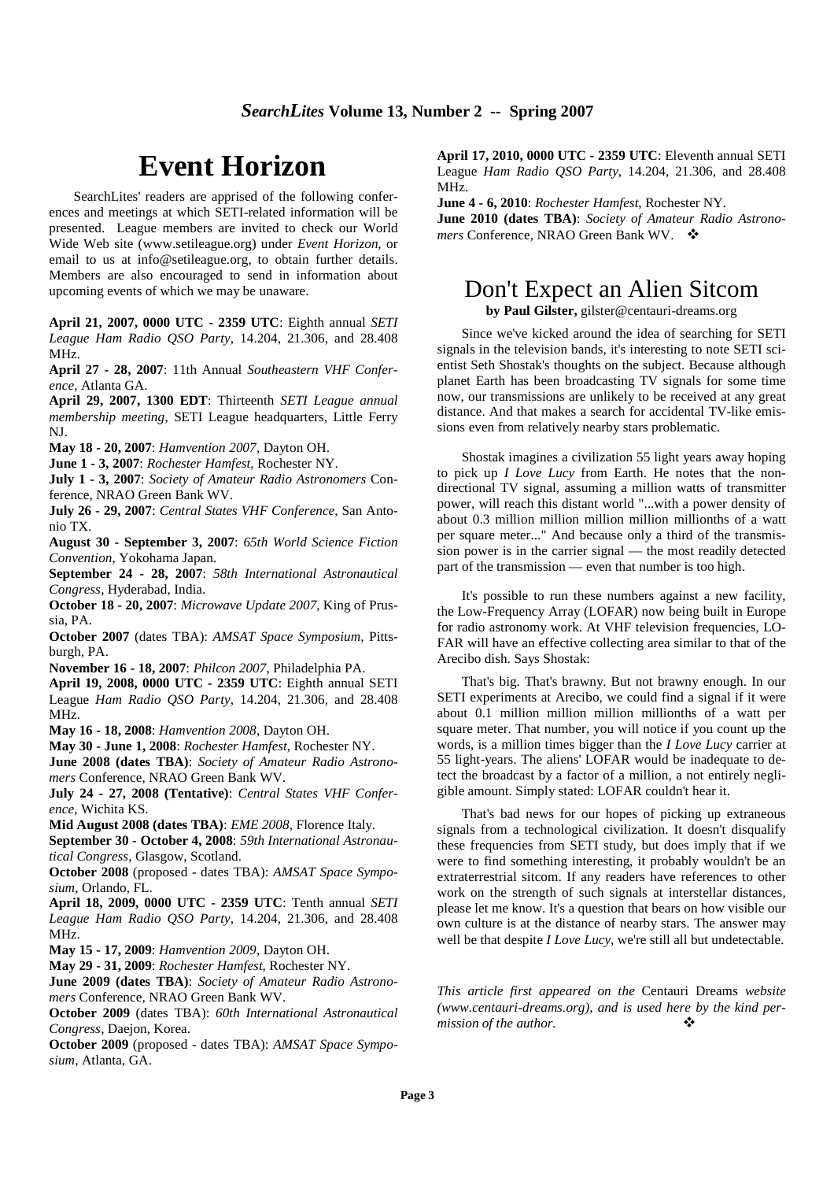# Event Horizon

SearchLites' readers are apprised of the following conferences and meetings at which SETI-related information will be presented. League members are invited to check our World Wide Web site (www.setileague.org) under *Event Horizon*, or email to us at info@setileague.org, to obtain further details. Members are also encouraged to send in information about upcoming events of which we may be unaware.

**April 21, 2007, 0000 UTC - 2359 UTC**: Eighth annual *SETI League Ham Radio QSO Party*, 14.204, 21.306, and 28.408 MHz.
**April 27 - 28, 2007**: 11th Annual *Southeastern VHF Conference*, Atlanta GA.
**April 29, 2007, 1300 EDT**: Thirteenth *SETI League annual membership meeting*, SETI League headquarters, Little Ferry NJ.
**May 18 - 20, 2007**: *Hamvention 2007*, Dayton OH.
**June 1 - 3, 2007**: *Rochester Hamfest*, Rochester NY.
**July 1 - 3, 2007**: *Society of Amateur Radio Astronomers* Conference, NRAO Green Bank WV.
**July 26 - 29, 2007**: *Central States VHF Conference*, San Antonio TX.
**August 30 - September 3, 2007**: *65th World Science Fiction Convention*, Yokohama Japan.
**September 24 - 28, 2007**: *58th International Astronautical Congress*, Hyderabad, India.
**October 18 - 20, 2007**: *Microwave Update 2007*, King of Prussia, PA.
**October 2007** (dates TBA): *AMSAT Space Symposium*, Pittsburgh, PA.
**November 16 - 18, 2007**: *Philcon 2007*, Philadelphia PA.
**April 19, 2008, 0000 UTC - 2359 UTC**: Eighth annual SETI League *Ham Radio QSO Party*, 14.204, 21.306, and 28.408 MHz.
**May 16 - 18, 2008**: *Hamvention 2008*, Dayton OH.
**May 30 - June 1, 2008**: *Rochester Hamfest*, Rochester NY.
**June 2008 (dates TBA)**: *Society of Amateur Radio Astronomers* Conference, NRAO Green Bank WV.
**July 24 - 27, 2008 (Tentative)**: *Central States VHF Conference*, Wichita KS.
**Mid August 2008 (dates TBA)**: *EME 2008*, Florence Italy.
**September 30 - October 4, 2008**: *59th International Astronautical Congress*, Glasgow, Scotland.
**October 2008** (proposed - dates TBA): *AMSAT Space Symposium*, Orlando, FL.
**April 18, 2009, 0000 UTC - 2359 UTC**: Tenth annual *SETI League Ham Radio QSO Party*, 14.204, 21.306, and 28.408 MHz.
**May 15 - 17, 2009**: *Hamvention 2009*, Dayton OH.
**May 29 - 31, 2009**: *Rochester Hamfest*, Rochester NY.
**June 2009 (dates TBA)**: *Society of Amateur Radio Astronomers* Conference, NRAO Green Bank WV.
**October 2009** (dates TBA): *60th International Astronautical Congress*, Daejon, Korea.
**October 2009** (proposed - dates TBA): *AMSAT Space Symposium*, Atlanta, GA.
**April 17, 2010, 0000 UTC - 2359 UTC**: Eleventh annual SETI League *Ham Radio QSO Party*, 14.204, 21.306, and 28.408 MHz.
**June 4 - 6, 2010**: *Rochester Hamfest*, Rochester NY.
**June 2010 (dates TBA)**: *Society of Amateur Radio Astronomers* Conference, NRAO Green Bank WV. ❖

# Don't Expect an Alien Sitcom

**by Paul Gilster,** gilster@centauri-dreams.org

Since we've kicked around the idea of searching for SETI signals in the television bands, it's interesting to note SETI scientist Seth Shostak's thoughts on the subject. Because although planet Earth has been broadcasting TV signals for some time now, our transmissions are unlikely to be received at any great distance. And that makes a search for accidental TV-like emissions even from relatively nearby stars problematic.

Shostak imagines a civilization 55 light years away hoping to pick up *I Love Lucy* from Earth. He notes that the non-directional TV signal, assuming a million watts of transmitter power, will reach this distant world "...with a power density of about 0.3 million million million million millionths of a watt per square meter..." And because only a third of the transmission power is in the carrier signal — the most readily detected part of the transmission — even that number is too high.

It's possible to run these numbers against a new facility, the Low-Frequency Array (LOFAR) now being built in Europe for radio astronomy work. At VHF television frequencies, LOFAR will have an effective collecting area similar to that of the Arecibo dish. Says Shostak:

That's big. That's brawny. But not brawny enough. In our SETI experiments at Arecibo, we could find a signal if it were about 0.1 million million million millionths of a watt per square meter. That number, you will notice if you count up the words, is a million times bigger than the *I Love Lucy* carrier at 55 light-years. The aliens' LOFAR would be inadequate to detect the broadcast by a factor of a million, a not entirely negligible amount. Simply stated: LOFAR couldn't hear it.

That's bad news for our hopes of picking up extraneous signals from a technological civilization. It doesn't disqualify these frequencies from SETI study, but does imply that if we were to find something interesting, it probably wouldn't be an extraterrestrial sitcom. If any readers have references to other work on the strength of such signals at interstellar distances, please let me know. It's a question that bears on how visible our own culture is at the distance of nearby stars. The answer may well be that despite *I Love Lucy*, we're still all but undetectable.

*This article first appeared on the* Centauri Dreams *website (www.centauri-dreams.org), and is used here by the kind permission of the author.* ❖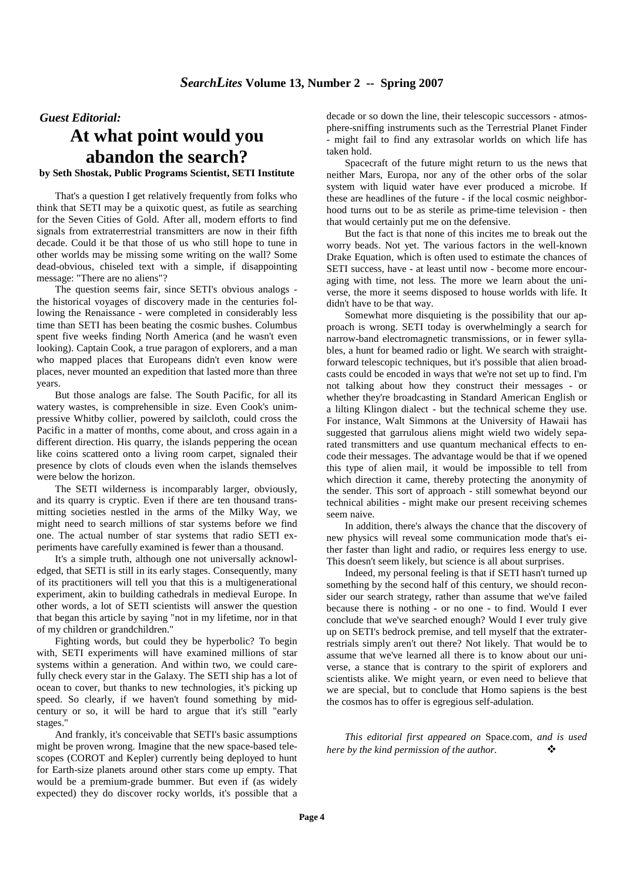*Guest Editorial:*

# At what point would you abandon the search?

**by Seth Shostak, Public Programs Scientist, SETI Institute**

That's a question I get relatively frequently from folks who think that SETI may be a quixotic quest, as futile as searching for the Seven Cities of Gold. After all, modern efforts to find signals from extraterrestrial transmitters are now in their fifth decade. Could it be that those of us who still hope to tune in other worlds may be missing some writing on the wall? Some dead-obvious, chiseled text with a simple, if disappointing message: "There are no aliens"?

The question seems fair, since SETI's obvious analogs - the historical voyages of discovery made in the centuries following the Renaissance - were completed in considerably less time than SETI has been beating the cosmic bushes. Columbus spent five weeks finding North America (and he wasn't even looking). Captain Cook, a true paragon of explorers, and a man who mapped places that Europeans didn't even know were places, never mounted an expedition that lasted more than three years.

But those analogs are false. The South Pacific, for all its watery wastes, is comprehensible in size. Even Cook's unimpressive Whitby collier, powered by sailcloth, could cross the Pacific in a matter of months, come about, and cross again in a different direction. His quarry, the islands peppering the ocean like coins scattered onto a living room carpet, signaled their presence by clots of clouds even when the islands themselves were below the horizon.

The SETI wilderness is incomparably larger, obviously, and its quarry is cryptic. Even if there are ten thousand transmitting societies nestled in the arms of the Milky Way, we might need to search millions of star systems before we find one. The actual number of star systems that radio SETI experiments have carefully examined is fewer than a thousand.

It's a simple truth, although one not universally acknowledged, that SETI is still in its early stages. Consequently, many of its practitioners will tell you that this is a multigenerational experiment, akin to building cathedrals in medieval Europe. In other words, a lot of SETI scientists will answer the question that began this article by saying "not in my lifetime, nor in that of my children or grandchildren."

Fighting words, but could they be hyperbolic? To begin with, SETI experiments will have examined millions of star systems within a generation. And within two, we could carefully check every star in the Galaxy. The SETI ship has a lot of ocean to cover, but thanks to new technologies, it's picking up speed. So clearly, if we haven't found something by mid-century or so, it will be hard to argue that it's still "early stages."

And frankly, it's conceivable that SETI's basic assumptions might be proven wrong. Imagine that the new space-based telescopes (COROT and Kepler) currently being deployed to hunt for Earth-size planets around other stars come up empty. That would be a premium-grade bummer. But even if (as widely expected) they do discover rocky worlds, it's possible that a decade or so down the line, their telescopic successors - atmosphere-sniffing instruments such as the Terrestrial Planet Finder - might fail to find any extrasolar worlds on which life has taken hold.

Spacecraft of the future might return to us the news that neither Mars, Europa, nor any of the other orbs of the solar system with liquid water have ever produced a microbe. If these are headlines of the future - if the local cosmic neighborhood turns out to be as sterile as prime-time television - then that would certainly put me on the defensive.

But the fact is that none of this incites me to break out the worry beads. Not yet. The various factors in the well-known Drake Equation, which is often used to estimate the chances of SETI success, have - at least until now - become more encouraging with time, not less. The more we learn about the universe, the more it seems disposed to house worlds with life. It didn't have to be that way.

Somewhat more disquieting is the possibility that our approach is wrong. SETI today is overwhelmingly a search for narrow-band electromagnetic transmissions, or in fewer syllables, a hunt for beamed radio or light. We search with straightforward telescopic techniques, but it's possible that alien broadcasts could be encoded in ways that we're not set up to find. I'm not talking about how they construct their messages - or whether they're broadcasting in Standard American English or a lilting Klingon dialect - but the technical scheme they use. For instance, Walt Simmons at the University of Hawaii has suggested that garrulous aliens might wield two widely separated transmitters and use quantum mechanical effects to encode their messages. The advantage would be that if we opened this type of alien mail, it would be impossible to tell from which direction it came, thereby protecting the anonymity of the sender. This sort of approach - still somewhat beyond our technical abilities - might make our present receiving schemes seem naive.

In addition, there's always the chance that the discovery of new physics will reveal some communication mode that's either faster than light and radio, or requires less energy to use. This doesn't seem likely, but science is all about surprises.

Indeed, my personal feeling is that if SETI hasn't turned up something by the second half of this century, we should reconsider our search strategy, rather than assume that we've failed because there is nothing - or no one - to find. Would I ever conclude that we've searched enough? Would I ever truly give up on SETI's bedrock premise, and tell myself that the extraterrestrials simply aren't out there? Not likely. That would be to assume that we've learned all there is to know about our universe, a stance that is contrary to the spirit of explorers and scientists alike. We might yearn, or even need to believe that we are special, but to conclude that Homo sapiens is the best the cosmos has to offer is egregious self-adulation.

*This editorial first appeared on* Space.com, *and is used here by the kind permission of the author.* ❖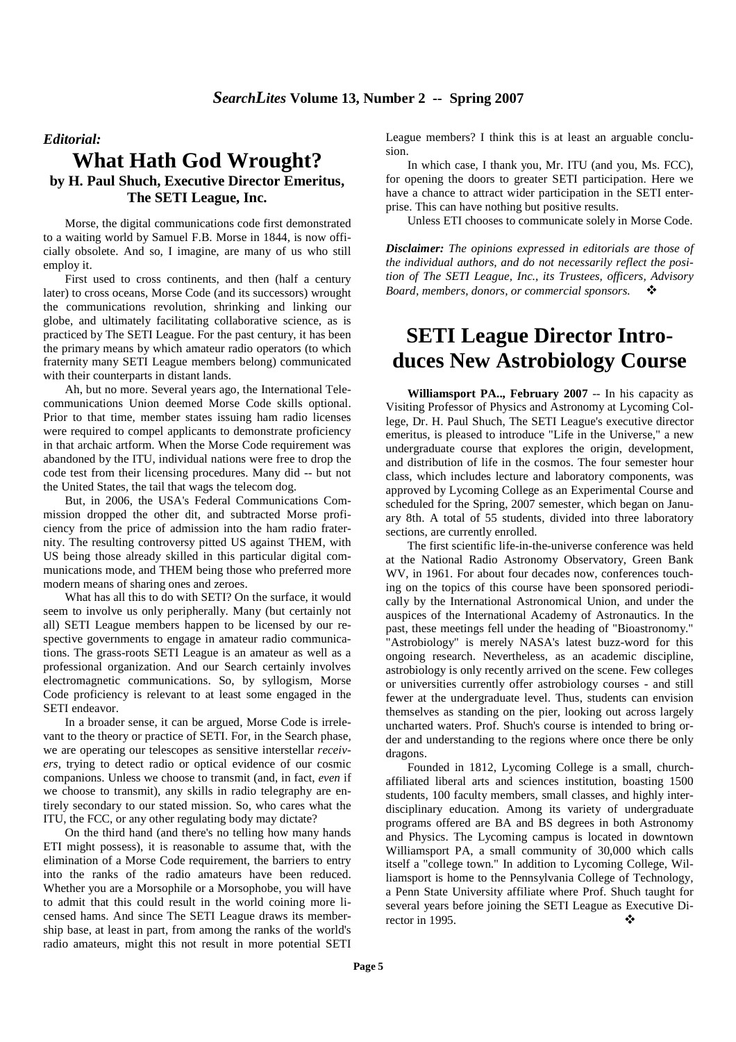*Editorial:*

# What Hath God Wrought?

### by H. Paul Shuch, Executive Director Emeritus, The SETI League, Inc.

Morse, the digital communications code first demonstrated to a waiting world by Samuel F.B. Morse in 1844, is now officially obsolete. And so, I imagine, are many of us who still employ it.

First used to cross continents, and then (half a century later) to cross oceans, Morse Code (and its successors) wrought the communications revolution, shrinking and linking our globe, and ultimately facilitating collaborative science, as is practiced by The SETI League. For the past century, it has been the primary means by which amateur radio operators (to which fraternity many SETI League members belong) communicated with their counterparts in distant lands.

Ah, but no more. Several years ago, the International Telecommunications Union deemed Morse Code skills optional. Prior to that time, member states issuing ham radio licenses were required to compel applicants to demonstrate proficiency in that archaic artform. When the Morse Code requirement was abandoned by the ITU, individual nations were free to drop the code test from their licensing procedures. Many did -- but not the United States, the tail that wags the telecom dog.

But, in 2006, the USA's Federal Communications Commission dropped the other dit, and subtracted Morse proficiency from the price of admission into the ham radio fraternity. The resulting controversy pitted US against THEM, with US being those already skilled in this particular digital communications mode, and THEM being those who preferred more modern means of sharing ones and zeroes.

What has all this to do with SETI? On the surface, it would seem to involve us only peripherally. Many (but certainly not all) SETI League members happen to be licensed by our respective governments to engage in amateur radio communications. The grass-roots SETI League is an amateur as well as a professional organization. And our Search certainly involves electromagnetic communications. So, by syllogism, Morse Code proficiency is relevant to at least some engaged in the SETI endeavor.

In a broader sense, it can be argued, Morse Code is irrelevant to the theory or practice of SETI. For, in the Search phase, we are operating our telescopes as sensitive interstellar *receivers*, trying to detect radio or optical evidence of our cosmic companions. Unless we choose to transmit (and, in fact, *even* if we choose to transmit), any skills in radio telegraphy are entirely secondary to our stated mission. So, who cares what the ITU, the FCC, or any other regulating body may dictate?

On the third hand (and there's no telling how many hands ETI might possess), it is reasonable to assume that, with the elimination of a Morse Code requirement, the barriers to entry into the ranks of the radio amateurs have been reduced. Whether you are a Morsophile or a Morsophobe, you will have to admit that this could result in the world coining more licensed hams. And since The SETI League draws its membership base, at least in part, from among the ranks of the world's radio amateurs, might this not result in more potential SETI League members? I think this is at least an arguable conclusion.

In which case, I thank you, Mr. ITU (and you, Ms. FCC), for opening the doors to greater SETI participation. Here we have a chance to attract wider participation in the SETI enterprise. This can have nothing but positive results.

Unless ETI chooses to communicate solely in Morse Code.

***Disclaimer:*** *The opinions expressed in editorials are those of the individual authors, and do not necessarily reflect the position of The SETI League, Inc., its Trustees, officers, Advisory Board, members, donors, or commercial sponsors.* ❖

# SETI League Director Introduces New Astrobiology Course

**Williamsport PA.., February 2007** -- In his capacity as Visiting Professor of Physics and Astronomy at Lycoming College, Dr. H. Paul Shuch, The SETI League's executive director emeritus, is pleased to introduce "Life in the Universe," a new undergraduate course that explores the origin, development, and distribution of life in the cosmos. The four semester hour class, which includes lecture and laboratory components, was approved by Lycoming College as an Experimental Course and scheduled for the Spring, 2007 semester, which began on January 8th. A total of 55 students, divided into three laboratory sections, are currently enrolled.

The first scientific life-in-the-universe conference was held at the National Radio Astronomy Observatory, Green Bank WV, in 1961. For about four decades now, conferences touching on the topics of this course have been sponsored periodically by the International Astronomical Union, and under the auspices of the International Academy of Astronautics. In the past, these meetings fell under the heading of "Bioastronomy." "Astrobiology" is merely NASA's latest buzz-word for this ongoing research. Nevertheless, as an academic discipline, astrobiology is only recently arrived on the scene. Few colleges or universities currently offer astrobiology courses - and still fewer at the undergraduate level. Thus, students can envision themselves as standing on the pier, looking out across largely uncharted waters. Prof. Shuch's course is intended to bring order and understanding to the regions where once there be only dragons.

Founded in 1812, Lycoming College is a small, church-affiliated liberal arts and sciences institution, boasting 1500 students, 100 faculty members, small classes, and highly interdisciplinary education. Among its variety of undergraduate programs offered are BA and BS degrees in both Astronomy and Physics. The Lycoming campus is located in downtown Williamsport PA, a small community of 30,000 which calls itself a "college town." In addition to Lycoming College, Williamsport is home to the Pennsylvania College of Technology, a Penn State University affiliate where Prof. Shuch taught for several years before joining the SETI League as Executive Director in 1995. ❖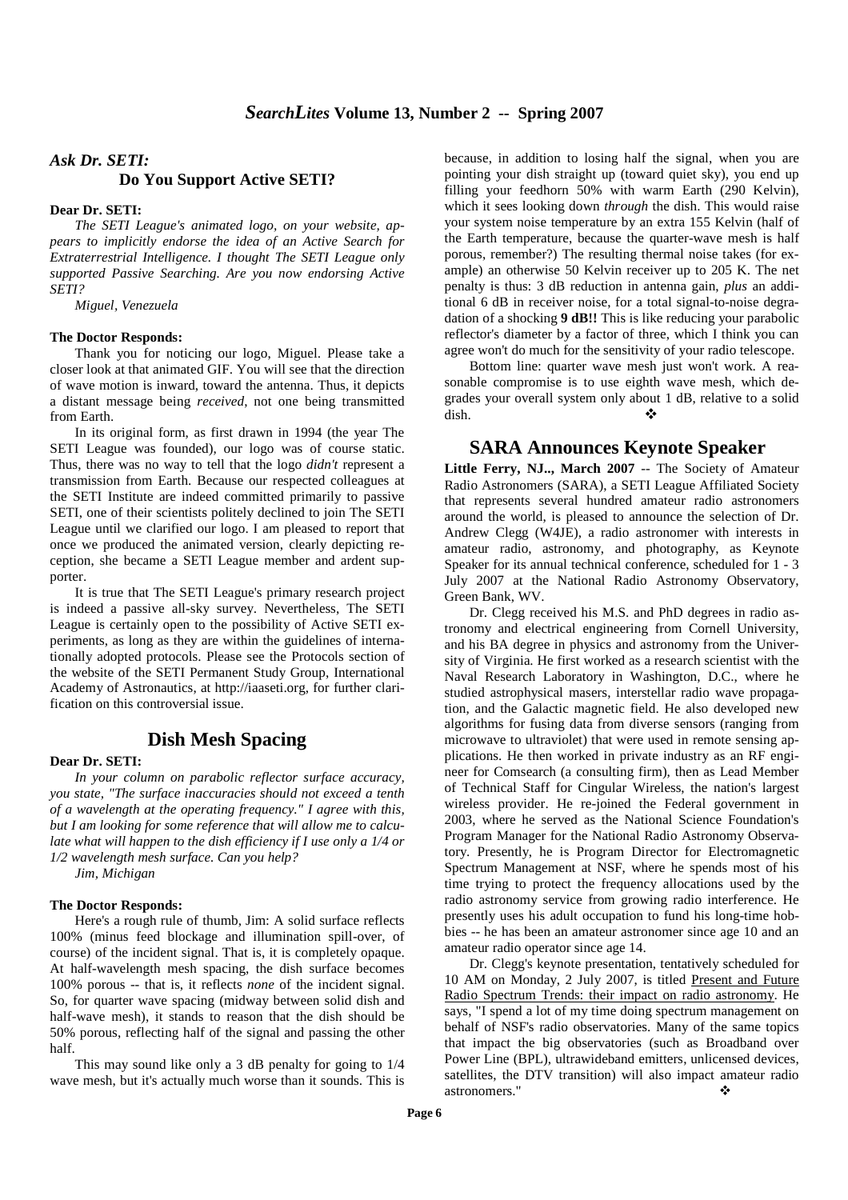## *Ask Dr. SETI:*

### Do You Support Active SETI?

**Dear Dr. SETI:**

*The SETI League's animated logo, on your website, appears to implicitly endorse the idea of an Active Search for Extraterrestrial Intelligence. I thought The SETI League only supported Passive Searching. Are you now endorsing Active SETI?*

*Miguel, Venezuela*

**The Doctor Responds:**

Thank you for noticing our logo, Miguel. Please take a closer look at that animated GIF. You will see that the direction of wave motion is inward, toward the antenna. Thus, it depicts a distant message being *received*, not one being transmitted from Earth.

In its original form, as first drawn in 1994 (the year The SETI League was founded), our logo was of course static. Thus, there was no way to tell that the logo *didn't* represent a transmission from Earth. Because our respected colleagues at the SETI Institute are indeed committed primarily to passive SETI, one of their scientists politely declined to join The SETI League until we clarified our logo. I am pleased to report that once we produced the animated version, clearly depicting reception, she became a SETI League member and ardent supporter.

It is true that The SETI League's primary research project is indeed a passive all-sky survey. Nevertheless, The SETI League is certainly open to the possibility of Active SETI experiments, as long as they are within the guidelines of internationally adopted protocols. Please see the Protocols section of the website of the SETI Permanent Study Group, International Academy of Astronautics, at http://iaaseti.org, for further clarification on this controversial issue.

## Dish Mesh Spacing

**Dear Dr. SETI:**

*In your column on parabolic reflector surface accuracy, you state, "The surface inaccuracies should not exceed a tenth of a wavelength at the operating frequency." I agree with this, but I am looking for some reference that will allow me to calculate what will happen to the dish efficiency if I use only a 1/4 or 1/2 wavelength mesh surface. Can you help?*

*Jim, Michigan*

**The Doctor Responds:**

Here's a rough rule of thumb, Jim: A solid surface reflects 100% (minus feed blockage and illumination spill-over, of course) of the incident signal. That is, it is completely opaque. At half-wavelength mesh spacing, the dish surface becomes 100% porous -- that is, it reflects *none* of the incident signal. So, for quarter wave spacing (midway between solid dish and half-wave mesh), it stands to reason that the dish should be 50% porous, reflecting half of the signal and passing the other half.

This may sound like only a 3 dB penalty for going to 1/4 wave mesh, but it's actually much worse than it sounds. This is because, in addition to losing half the signal, when you are pointing your dish straight up (toward quiet sky), you end up filling your feedhorn 50% with warm Earth (290 Kelvin), which it sees looking down *through* the dish. This would raise your system noise temperature by an extra 155 Kelvin (half of the Earth temperature, because the quarter-wave mesh is half porous, remember?) The resulting thermal noise takes (for example) an otherwise 50 Kelvin receiver up to 205 K. The net penalty is thus: 3 dB reduction in antenna gain, *plus* an additional 6 dB in receiver noise, for a total signal-to-noise degradation of a shocking **9 dB!!** This is like reducing your parabolic reflector's diameter by a factor of three, which I think you can agree won't do much for the sensitivity of your radio telescope.

Bottom line: quarter wave mesh just won't work. A reasonable compromise is to use eighth wave mesh, which degrades your overall system only about 1 dB, relative to a solid dish. ❖

## SARA Announces Keynote Speaker

**Little Ferry, NJ.., March 2007** -- The Society of Amateur Radio Astronomers (SARA), a SETI League Affiliated Society that represents several hundred amateur radio astronomers around the world, is pleased to announce the selection of Dr. Andrew Clegg (W4JE), a radio astronomer with interests in amateur radio, astronomy, and photography, as Keynote Speaker for its annual technical conference, scheduled for 1 - 3 July 2007 at the National Radio Astronomy Observatory, Green Bank, WV.

Dr. Clegg received his M.S. and PhD degrees in radio astronomy and electrical engineering from Cornell University, and his BA degree in physics and astronomy from the University of Virginia. He first worked as a research scientist with the Naval Research Laboratory in Washington, D.C., where he studied astrophysical masers, interstellar radio wave propagation, and the Galactic magnetic field. He also developed new algorithms for fusing data from diverse sensors (ranging from microwave to ultraviolet) that were used in remote sensing applications. He then worked in private industry as an RF engineer for Comsearch (a consulting firm), then as Lead Member of Technical Staff for Cingular Wireless, the nation's largest wireless provider. He re-joined the Federal government in 2003, where he served as the National Science Foundation's Program Manager for the National Radio Astronomy Observatory. Presently, he is Program Director for Electromagnetic Spectrum Management at NSF, where he spends most of his time trying to protect the frequency allocations used by the radio astronomy service from growing radio interference. He presently uses his adult occupation to fund his long-time hobbies -- he has been an amateur astronomer since age 10 and an amateur radio operator since age 14.

Dr. Clegg's keynote presentation, tentatively scheduled for 10 AM on Monday, 2 July 2007, is titled Present and Future Radio Spectrum Trends: their impact on radio astronomy. He says, "I spend a lot of my time doing spectrum management on behalf of NSF's radio observatories. Many of the same topics that impact the big observatories (such as Broadband over Power Line (BPL), ultrawideband emitters, unlicensed devices, satellites, the DTV transition) will also impact amateur radio astronomers." ❖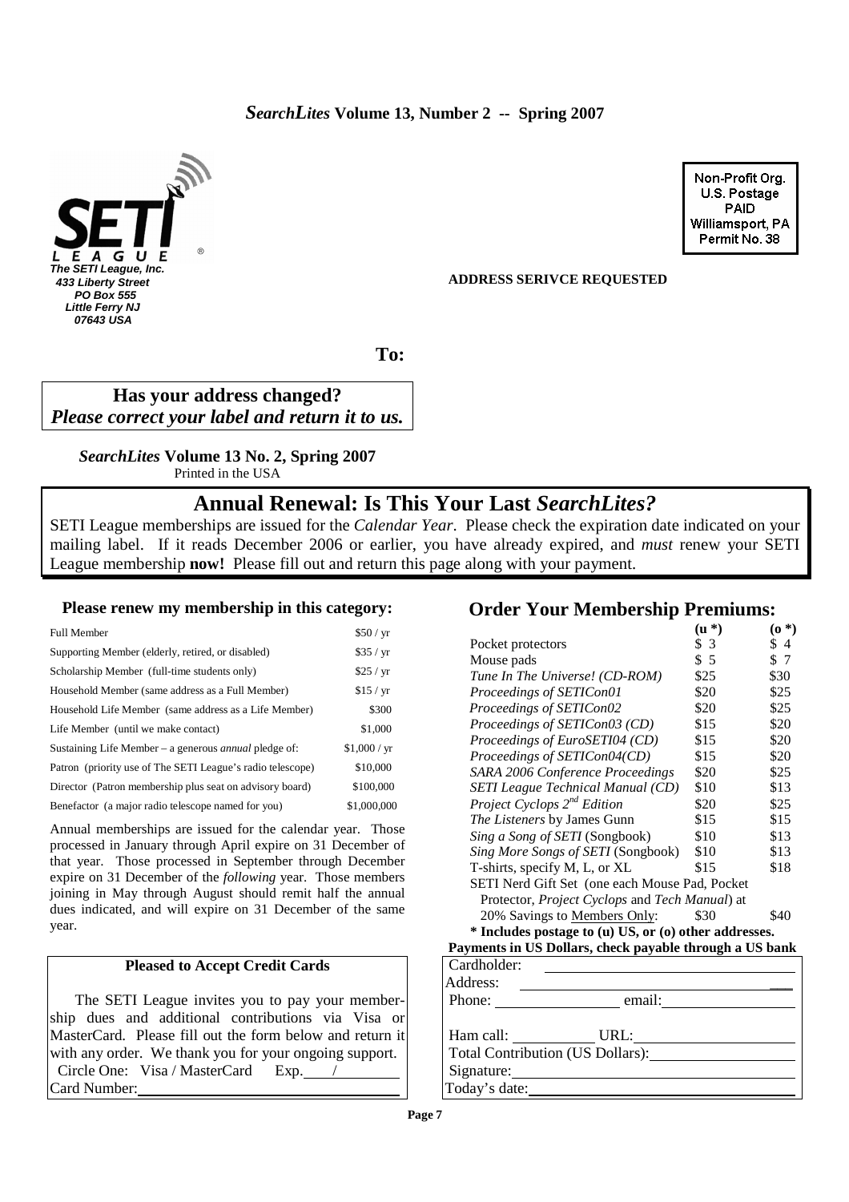*SearchLites* **Volume 13, Number 2 -- Spring 2007**

SETI LEAGUE ®

***The SETI League, Inc.***
***433 Liberty Street***
***PO Box 555***
***Little Ferry NJ***
***07643 USA***

Non-Profit Org.
U.S. Postage
PAID
Williamsport, PA
Permit No. 38

**ADDRESS SERIVCE REQUESTED**

**To:**

**Has your address changed?**
***Please correct your label and return it to us.***

*SearchLites* **Volume 13 No. 2, Spring 2007**
Printed in the USA

## Annual Renewal: Is This Your Last *SearchLites?*

SETI League memberships are issued for the *Calendar Year*. Please check the expiration date indicated on your mailing label. If it reads December 2006 or earlier, you have already expired, and *must* renew your SETI League membership **now!** Please fill out and return this page along with your payment.

### Please renew my membership in this category:

| | |
|---|---|
| Full Member | $50 / yr |
| Supporting Member (elderly, retired, or disabled) | $35 / yr |
| Scholarship Member (full-time students only) | $25 / yr |
| Household Member (same address as a Full Member) | $15 / yr |
| Household Life Member (same address as a Life Member) | $300 |
| Life Member (until we make contact) | $1,000 |
| Sustaining Life Member – a generous *annual* pledge of: | $1,000 / yr |
| Patron (priority use of The SETI League's radio telescope) | $10,000 |
| Director (Patron membership plus seat on advisory board) | $100,000 |
| Benefactor (a major radio telescope named for you) | $1,000,000 |

Annual memberships are issued for the calendar year. Those processed in January through April expire on 31 December of that year. Those processed in September through December expire on 31 December of the *following* year. Those members joining in May through August should remit half the annual dues indicated, and will expire on 31 December of the same year.

### Order Your Membership Premiums:

| | (u *) | (o *) |
|---|---|---|
| Pocket protectors | $ 3 | $ 4 |
| Mouse pads | $ 5 | $ 7 |
| *Tune In The Universe! (CD-ROM)* | $25 | $30 |
| *Proceedings of SETICon01* | $20 | $25 |
| *Proceedings of SETICon02* | $20 | $25 |
| *Proceedings of SETICon03 (CD)* | $15 | $20 |
| *Proceedings of EuroSETI04 (CD)* | $15 | $20 |
| *Proceedings of SETICon04(CD)* | $15 | $20 |
| *SARA 2006 Conference Proceedings* | $20 | $25 |
| *SETI League Technical Manual (CD)* | $10 | $13 |
| *Project Cyclops 2nd Edition* | $20 | $25 |
| *The Listeners* by James Gunn | $15 | $15 |
| *Sing a Song of SETI* (Songbook) | $10 | $13 |
| *Sing More Songs of SETI* (Songbook) | $10 | $13 |
| T-shirts, specify M, L, or XL | $15 | $18 |
| SETI Nerd Gift Set (one each Mouse Pad, Pocket Protector, *Project Cyclops* and *Tech Manual*) at 20% Savings to Members Only: | $30 | $40 |

**\* Includes postage to (u) US, or (o) other addresses.**

**Payments in US Dollars, check payable through a US bank**

Cardholder: ____________________
Address: ____________________
Phone: __________ email: __________

Ham call: __________ URL: __________
Total Contribution (US Dollars): __________
Signature: ____________________
Today's date: ____________________

#### Pleased to Accept Credit Cards

The SETI League invites you to pay your membership dues and additional contributions via Visa or MasterCard. Please fill out the form below and return it with any order. We thank you for your ongoing support.

Circle One: Visa / MasterCard Exp. ___ / ___
Card Number: ____________________